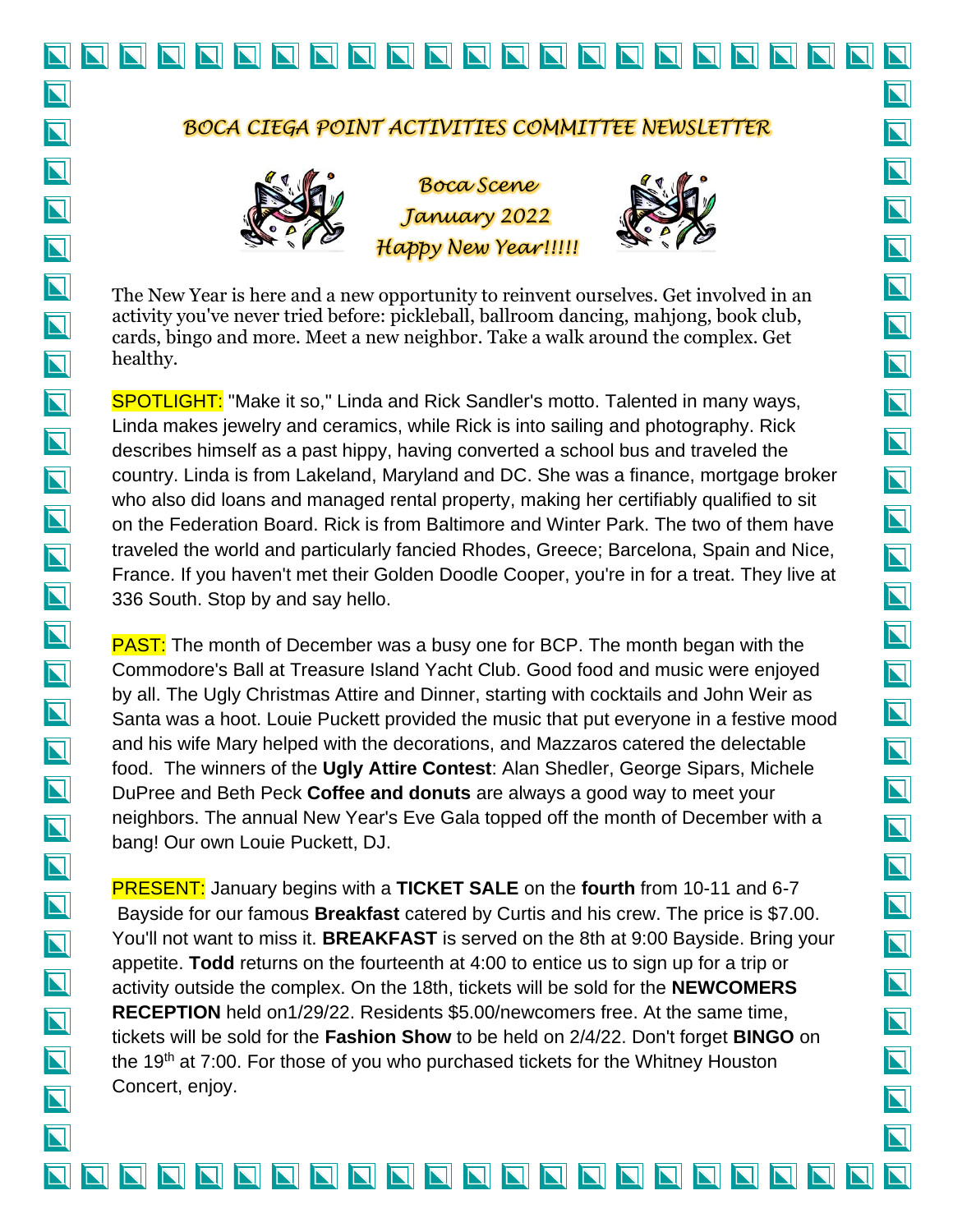# BOCA CIEGA POINT ACTIVITIES COMMITTEE NEWSLETTER

## *Boca Scene*
## *January 2022*
## *Happy New Year!!!!!*

The New Year is here and a new opportunity to reinvent ourselves. Get involved in an activity you've never tried before: pickleball, ballroom dancing, mahjong, book club, cards, bingo and more. Meet a new neighbor. Take a walk around the complex. Get healthy.

SPOTLIGHT: "Make it so," Linda and Rick Sandler's motto. Talented in many ways, Linda makes jewelry and ceramics, while Rick is into sailing and photography. Rick describes himself as a past hippy, having converted a school bus and traveled the country. Linda is from Lakeland, Maryland and DC. She was a finance, mortgage broker who also did loans and managed rental property, making her certifiably qualified to sit on the Federation Board. Rick is from Baltimore and Winter Park. The two of them have traveled the world and particularly fancied Rhodes, Greece; Barcelona, Spain and Nice, France. If you haven't met their Golden Doodle Cooper, you're in for a treat. They live at 336 South. Stop by and say hello.

PAST: The month of December was a busy one for BCP. The month began with the Commodore's Ball at Treasure Island Yacht Club. Good food and music were enjoyed by all. The Ugly Christmas Attire and Dinner, starting with cocktails and John Weir as Santa was a hoot. Louie Puckett provided the music that put everyone in a festive mood and his wife Mary helped with the decorations, and Mazzaros catered the delectable food. The winners of the **Ugly Attire Contest**: Alan Shedler, George Sipars, Michele DuPree and Beth Peck **Coffee and donuts** are always a good way to meet your neighbors. The annual New Year's Eve Gala topped off the month of December with a bang! Our own Louie Puckett, DJ.

PRESENT: January begins with a **TICKET SALE** on the **fourth** from 10-11 and 6-7 Bayside for our famous **Breakfast** catered by Curtis and his crew. The price is $7.00. You'll not want to miss it. **BREAKFAST** is served on the 8th at 9:00 Bayside. Bring your appetite. **Todd** returns on the fourteenth at 4:00 to entice us to sign up for a trip or activity outside the complex. On the 18th, tickets will be sold for the **NEWCOMERS RECEPTION** held on1/29/22. Residents $5.00/newcomers free. At the same time, tickets will be sold for the **Fashion Show** to be held on 2/4/22. Don't forget **BINGO** on the 19th at 7:00. For those of you who purchased tickets for the Whitney Houston Concert, enjoy.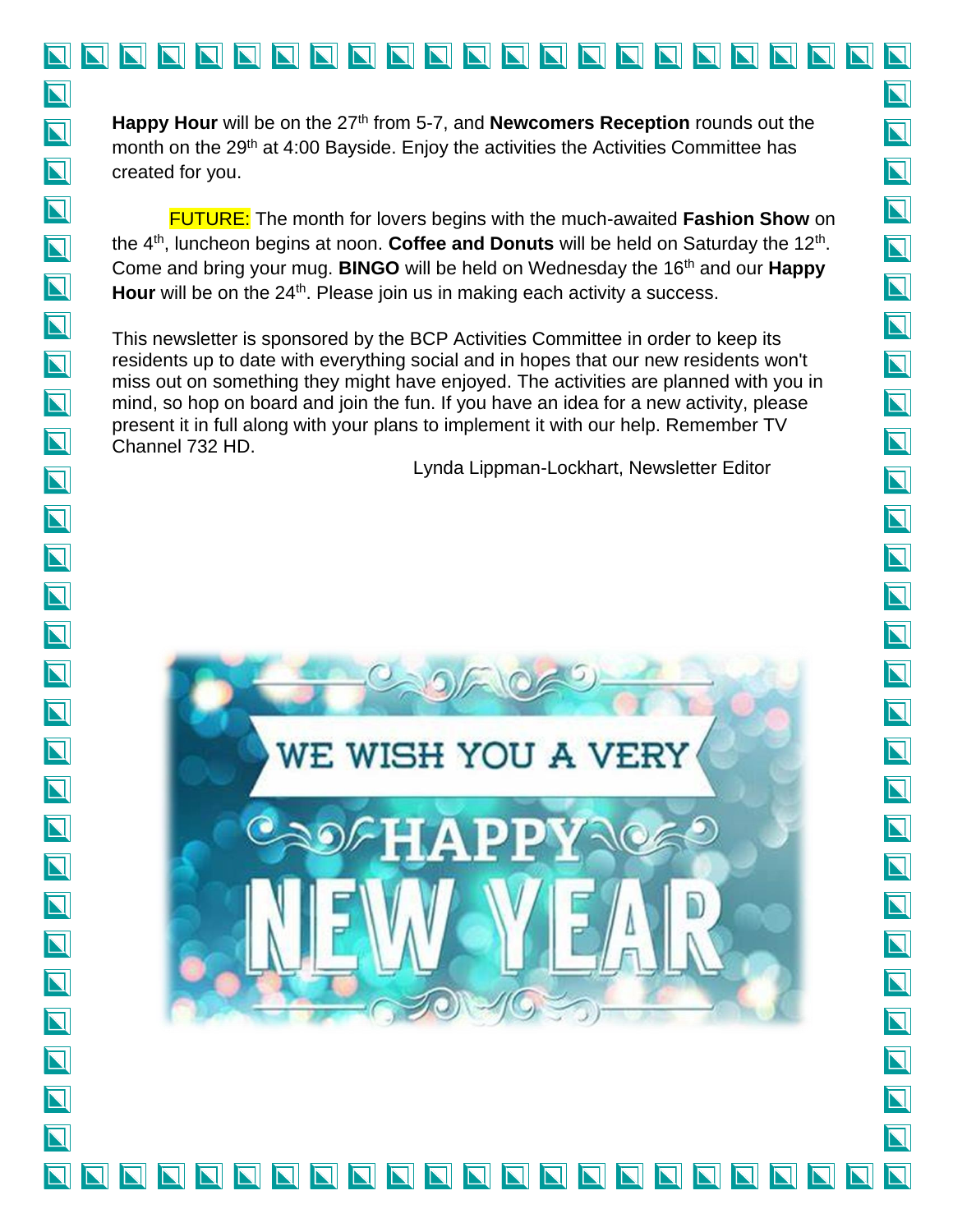**Happy Hour** will be on the 27th from 5-7, and **Newcomers Reception** rounds out the month on the 29th at 4:00 Bayside. Enjoy the activities the Activities Committee has created for you.

FUTURE: The month for lovers begins with the much-awaited **Fashion Show** on the 4th, luncheon begins at noon. **Coffee and Donuts** will be held on Saturday the 12th. Come and bring your mug. **BINGO** will be held on Wednesday the 16th and our **Happy Hour** will be on the 24th. Please join us in making each activity a success.

This newsletter is sponsored by the BCP Activities Committee in order to keep its residents up to date with everything social and in hopes that our new residents won't miss out on something they might have enjoyed. The activities are planned with you in mind, so hop on board and join the fun. If you have an idea for a new activity, please present it in full along with your plans to implement it with our help. Remember TV Channel 732 HD.

Lynda Lippman-Lockhart, Newsletter Editor

WE WISH YOU A VERY HAPPY NEW YEAR